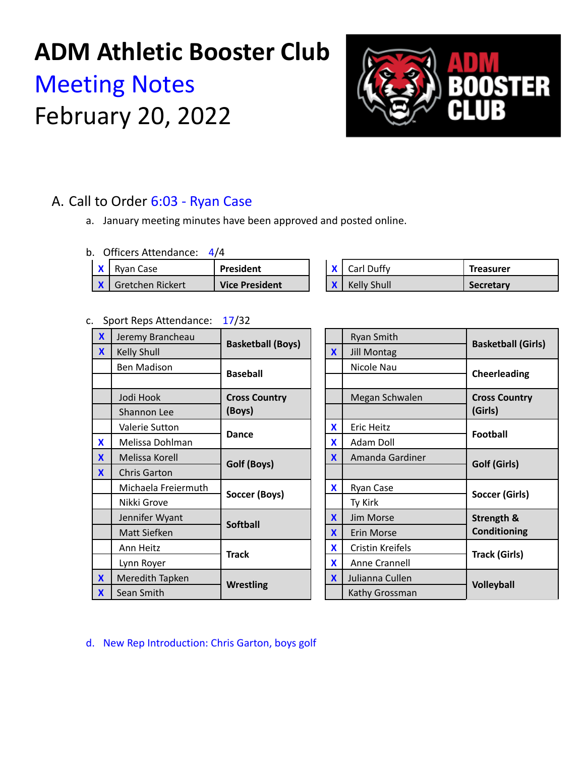# ADM Athletic Booster Club

## Meeting Notes

## February 20, 2022

A. Call to Order 6:03 - Ryan Case

a. January meeting minutes have been approved and posted online.

b. Officers Attendance: 4/4

| | Name | Position |
|---|---|---|
| X | Ryan Case | **President** |
| X | Gretchen Rickert | **Vice President** |
| X | Carl Duffy | **Treasurer** |
| X | Kelly Shull | **Secretary** |

c. Sport Reps Attendance: 17/32

| | Name | Sport |
|---|---|---|
| X | Jeremy Brancheau | **Basketball (Boys)** |
| X | Kelly Shull | **Basketball (Boys)** |
| | Ben Madison | **Baseball** |
| | | **Baseball** |
| | Jodi Hook | **Cross Country (Boys)** |
| | Shannon Lee | **Cross Country (Boys)** |
| | Valerie Sutton | **Dance** |
| X | Melissa Dohlman | **Dance** |
| X | Melissa Korell | **Golf (Boys)** |
| X | Chris Garton | **Golf (Boys)** |
| | Michaela Freiermuth | **Soccer (Boys)** |
| | Nikki Grove | **Soccer (Boys)** |
| | Jennifer Wyant | **Softball** |
| | Matt Siefken | **Softball** |
| | Ann Heitz | **Track** |
| | Lynn Royer | **Track** |
| X | Meredith Tapken | **Wrestling** |
| X | Sean Smith | **Wrestling** |
| | Ryan Smith | **Basketball (Girls)** |
| X | Jill Montag | **Basketball (Girls)** |
| | Nicole Nau | **Cheerleading** |
| | | **Cheerleading** |
| | Megan Schwalen | **Cross Country (Girls)** |
| | | **Cross Country (Girls)** |
| X | Eric Heitz | **Football** |
| X | Adam Doll | **Football** |
| X | Amanda Gardiner | **Golf (Girls)** |
| | | **Golf (Girls)** |
| X | Ryan Case | **Soccer (Girls)** |
| | Ty Kirk | **Soccer (Girls)** |
| X | Jim Morse | **Strength & Conditioning** |
| X | Erin Morse | **Strength & Conditioning** |
| X | Cristin Kreifels | **Track (Girls)** |
| X | Anne Crannell | **Track (Girls)** |
| X | Julianna Cullen | **Volleyball** |
| | Kathy Grossman | **Volleyball** |

d. New Rep Introduction: Chris Garton, boys golf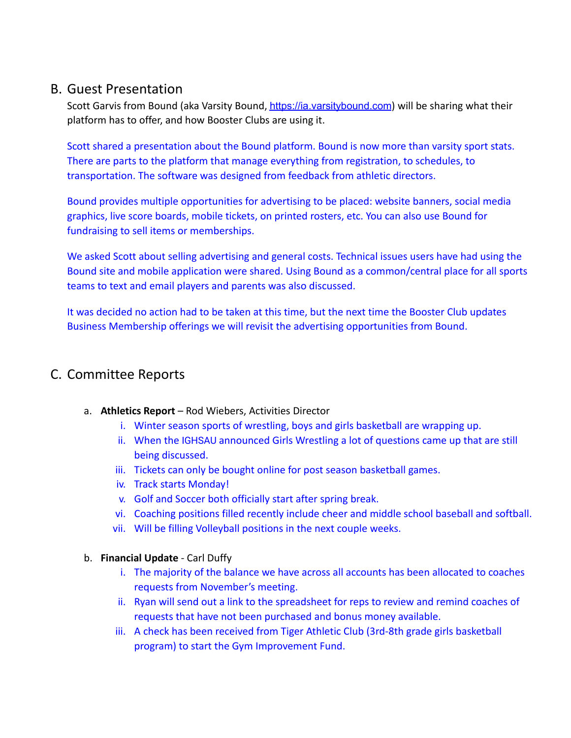## B. Guest Presentation

Scott Garvis from Bound (aka Varsity Bound, https://ia.varsitybound.com) will be sharing what their platform has to offer, and how Booster Clubs are using it.

Scott shared a presentation about the Bound platform. Bound is now more than varsity sport stats. There are parts to the platform that manage everything from registration, to schedules, to transportation. The software was designed from feedback from athletic directors.

Bound provides multiple opportunities for advertising to be placed: website banners, social media graphics, live score boards, mobile tickets, on printed rosters, etc. You can also use Bound for fundraising to sell items or memberships.

We asked Scott about selling advertising and general costs. Technical issues users have had using the Bound site and mobile application were shared. Using Bound as a common/central place for all sports teams to text and email players and parents was also discussed.

It was decided no action had to be taken at this time, but the next time the Booster Club updates Business Membership offerings we will revisit the advertising opportunities from Bound.

## C. Committee Reports

a. **Athletics Report** – Rod Wiebers, Activities Director
   i. Winter season sports of wrestling, boys and girls basketball are wrapping up.
   ii. When the IGHSAU announced Girls Wrestling a lot of questions came up that are still being discussed.
   iii. Tickets can only be bought online for post season basketball games.
   iv. Track starts Monday!
   v. Golf and Soccer both officially start after spring break.
   vi. Coaching positions filled recently include cheer and middle school baseball and softball.
   vii. Will be filling Volleyball positions in the next couple weeks.

b. **Financial Update** - Carl Duffy
   i. The majority of the balance we have across all accounts has been allocated to coaches requests from November's meeting.
   ii. Ryan will send out a link to the spreadsheet for reps to review and remind coaches of requests that have not been purchased and bonus money available.
   iii. A check has been received from Tiger Athletic Club (3rd-8th grade girls basketball program) to start the Gym Improvement Fund.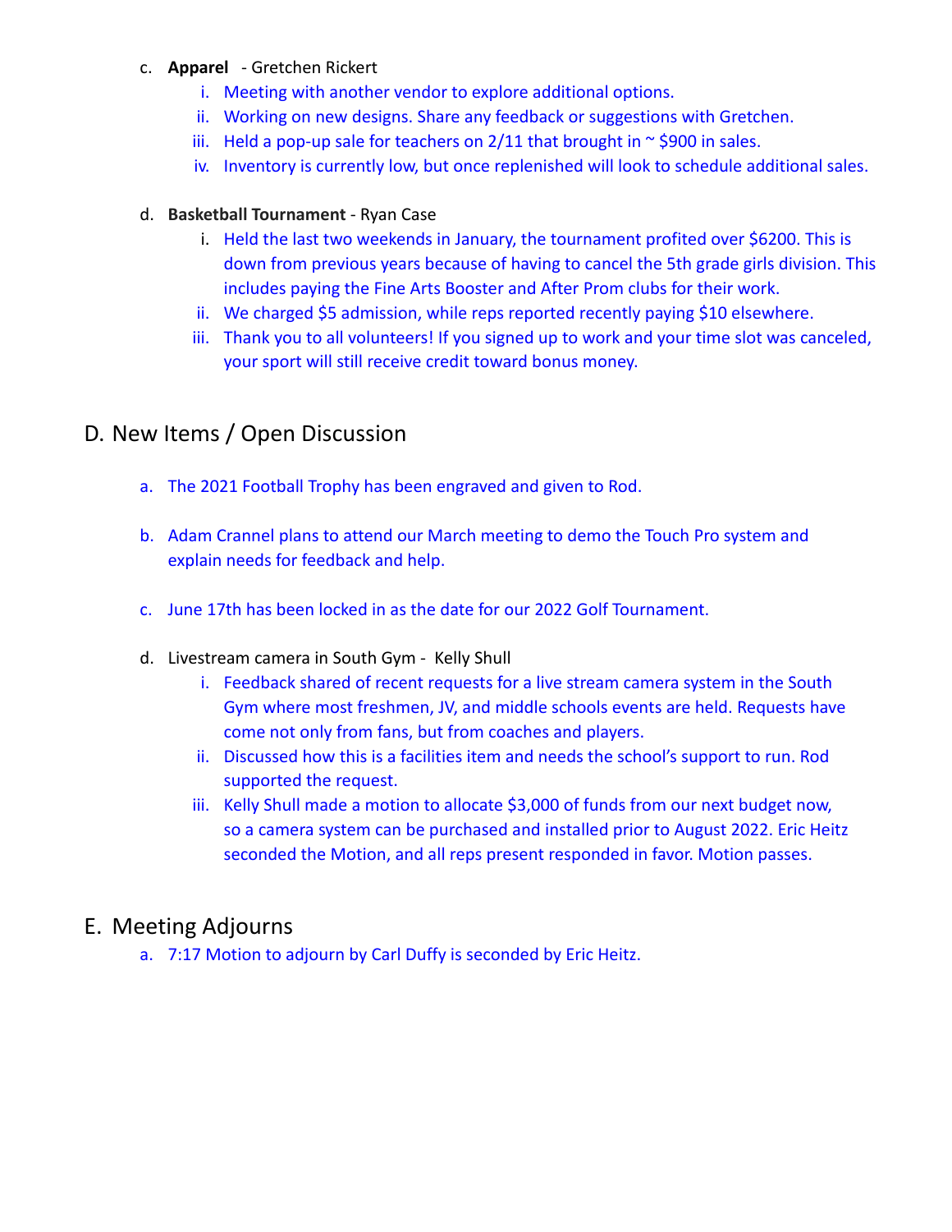c. **Apparel** - Gretchen Rickert
   i. Meeting with another vendor to explore additional options.
   ii. Working on new designs. Share any feedback or suggestions with Gretchen.
   iii. Held a pop-up sale for teachers on 2/11 that brought in ~ $900 in sales.
   iv. Inventory is currently low, but once replenished will look to schedule additional sales.

d. **Basketball Tournament** - Ryan Case
   i. Held the last two weekends in January, the tournament profited over $6200. This is down from previous years because of having to cancel the 5th grade girls division. This includes paying the Fine Arts Booster and After Prom clubs for their work.
   ii. We charged $5 admission, while reps reported recently paying $10 elsewhere.
   iii. Thank you to all volunteers! If you signed up to work and your time slot was canceled, your sport will still receive credit toward bonus money.

## D. New Items / Open Discussion

a. The 2021 Football Trophy has been engraved and given to Rod.

b. Adam Crannel plans to attend our March meeting to demo the Touch Pro system and explain needs for feedback and help.

c. June 17th has been locked in as the date for our 2022 Golf Tournament.

d. Livestream camera in South Gym - Kelly Shull
   i. Feedback shared of recent requests for a live stream camera system in the South Gym where most freshmen, JV, and middle schools events are held. Requests have come not only from fans, but from coaches and players.
   ii. Discussed how this is a facilities item and needs the school's support to run. Rod supported the request.
   iii. Kelly Shull made a motion to allocate $3,000 of funds from our next budget now, so a camera system can be purchased and installed prior to August 2022. Eric Heitz seconded the Motion, and all reps present responded in favor. Motion passes.

## E. Meeting Adjourns

a. 7:17 Motion to adjourn by Carl Duffy is seconded by Eric Heitz.